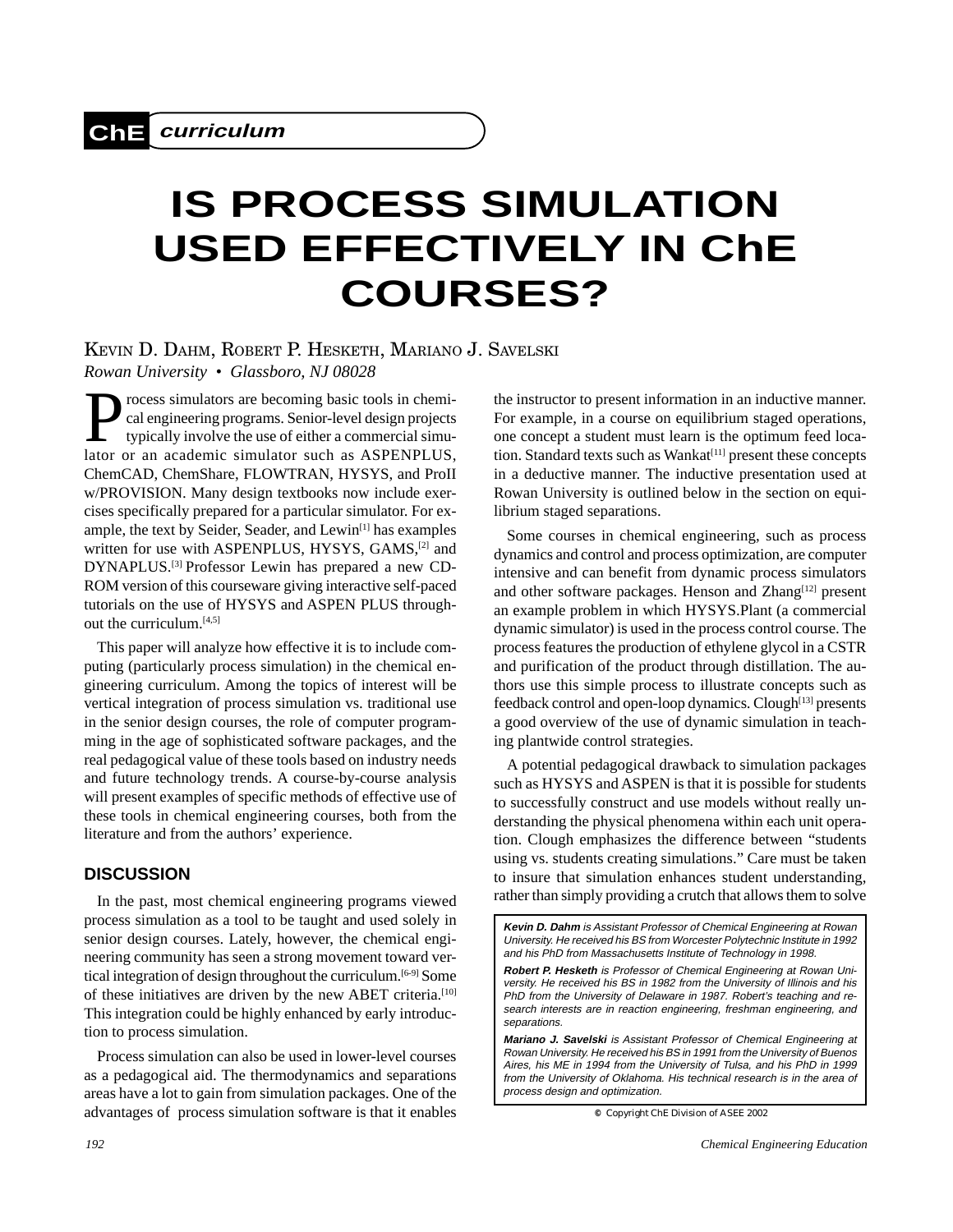ChE curriculum

# IS PROCESS SIMULATION USED EFFECTIVELY IN ChE COURSES?

KEVIN D. DAHM, ROBERT P. HESKETH, MARIANO J. SAVELSKI
*Rowan University • Glassboro, NJ 08028*

Process simulators are becoming basic tools in chemical engineering programs. Senior-level design projects typically involve the use of either a commercial simulator or an academic simulator such as ASPENPLUS, ChemCAD, ChemShare, FLOWTRAN, HYSYS, and ProII w/PROVISION. Many design textbooks now include exercises specifically prepared for a particular simulator. For example, the text by Seider, Seader, and Lewin[1] has examples written for use with ASPENPLUS, HYSYS, GAMS,[2] and DYNAPLUS.[3] Professor Lewin has prepared a new CD-ROM version of this courseware giving interactive self-paced tutorials on the use of HYSYS and ASPEN PLUS throughout the curriculum.[4,5]

This paper will analyze how effective it is to include computing (particularly process simulation) in the chemical engineering curriculum. Among the topics of interest will be vertical integration of process simulation vs. traditional use in the senior design courses, the role of computer programming in the age of sophisticated software packages, and the real pedagogical value of these tools based on industry needs and future technology trends. A course-by-course analysis will present examples of specific methods of effective use of these tools in chemical engineering courses, both from the literature and from the authors' experience.

## DISCUSSION

In the past, most chemical engineering programs viewed process simulation as a tool to be taught and used solely in senior design courses. Lately, however, the chemical engineering community has seen a strong movement toward vertical integration of design throughout the curriculum.[6-9] Some of these initiatives are driven by the new ABET criteria.[10] This integration could be highly enhanced by early introduction to process simulation.

Process simulation can also be used in lower-level courses as a pedagogical aid. The thermodynamics and separations areas have a lot to gain from simulation packages. One of the advantages of process simulation software is that it enables the instructor to present information in an inductive manner. For example, in a course on equilibrium staged operations, one concept a student must learn is the optimum feed location. Standard texts such as Wankat[11] present these concepts in a deductive manner. The inductive presentation used at Rowan University is outlined below in the section on equilibrium staged separations.

Some courses in chemical engineering, such as process dynamics and control and process optimization, are computer intensive and can benefit from dynamic process simulators and other software packages. Henson and Zhang[12] present an example problem in which HYSYS.Plant (a commercial dynamic simulator) is used in the process control course. The process features the production of ethylene glycol in a CSTR and purification of the product through distillation. The authors use this simple process to illustrate concepts such as feedback control and open-loop dynamics. Clough[13] presents a good overview of the use of dynamic simulation in teaching plantwide control strategies.

A potential pedagogical drawback to simulation packages such as HYSYS and ASPEN is that it is possible for students to successfully construct and use models without really understanding the physical phenomena within each unit operation. Clough emphasizes the difference between "students using vs. students creating simulations." Care must be taken to insure that simulation enhances student understanding, rather than simply providing a crutch that allows them to solve

***Kevin D. Dahm*** *is Assistant Professor of Chemical Engineering at Rowan University. He received his BS from Worcester Polytechnic Institute in 1992 and his PhD from Massachusetts Institute of Technology in 1998.*

***Robert P. Hesketh*** *is Professor of Chemical Engineering at Rowan University. He received his BS in 1982 from the University of Illinois and his PhD from the University of Delaware in 1987. Robert's teaching and research interests are in reaction engineering, freshman engineering, and separations.*

***Mariano J. Savelski*** *is Assistant Professor of Chemical Engineering at Rowan University. He received his BS in 1991 from the University of Buenos Aires, his ME in 1994 from the University of Tulsa, and his PhD in 1999 from the University of Oklahoma. His technical research is in the area of process design and optimization.*

© Copyright ChE Division of ASEE 2002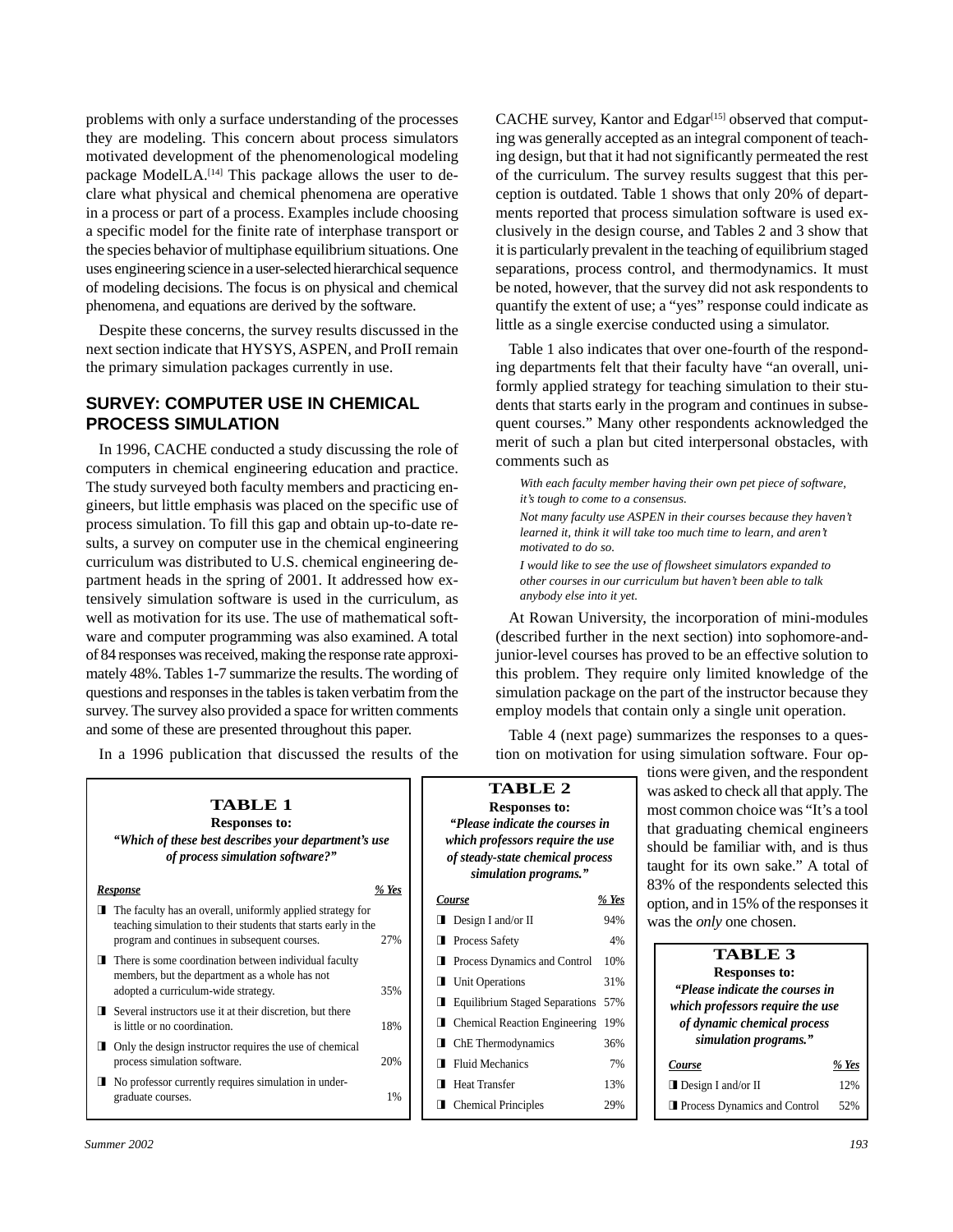problems with only a surface understanding of the processes they are modeling. This concern about process simulators motivated development of the phenomenological modeling package ModelLA.[14] This package allows the user to declare what physical and chemical phenomena are operative in a process or part of a process. Examples include choosing a specific model for the finite rate of interphase transport or the species behavior of multiphase equilibrium situations. One uses engineering science in a user-selected hierarchical sequence of modeling decisions. The focus is on physical and chemical phenomena, and equations are derived by the software.

Despite these concerns, the survey results discussed in the next section indicate that HYSYS, ASPEN, and ProII remain the primary simulation packages currently in use.

## SURVEY: COMPUTER USE IN CHEMICAL PROCESS SIMULATION

In 1996, CACHE conducted a study discussing the role of computers in chemical engineering education and practice. The study surveyed both faculty members and practicing engineers, but little emphasis was placed on the specific use of process simulation. To fill this gap and obtain up-to-date results, a survey on computer use in the chemical engineering curriculum was distributed to U.S. chemical engineering department heads in the spring of 2001. It addressed how extensively simulation software is used in the curriculum, as well as motivation for its use. The use of mathematical software and computer programming was also examined. A total of 84 responses was received, making the response rate approximately 48%. Tables 1-7 summarize the results. The wording of questions and responses in the tables is taken verbatim from the survey. The survey also provided a space for written comments and some of these are presented throughout this paper.

In a 1996 publication that discussed the results of the CACHE survey, Kantor and Edgar[15] observed that computing was generally accepted as an integral component of teaching design, but that it had not significantly permeated the rest of the curriculum. The survey results suggest that this perception is outdated. Table 1 shows that only 20% of departments reported that process simulation software is used exclusively in the design course, and Tables 2 and 3 show that it is particularly prevalent in the teaching of equilibrium staged separations, process control, and thermodynamics. It must be noted, however, that the survey did not ask respondents to quantify the extent of use; a "yes" response could indicate as little as a single exercise conducted using a simulator.

Table 1 also indicates that over one-fourth of the responding departments felt that their faculty have "an overall, uniformly applied strategy for teaching simulation to their students that starts early in the program and continues in subsequent courses." Many other respondents acknowledged the merit of such a plan but cited interpersonal obstacles, with comments such as

> *With each faculty member having their own pet piece of software, it's tough to come to a consensus.*
>
> *Not many faculty use ASPEN in their courses because they haven't learned it, think it will take too much time to learn, and aren't motivated to do so.*
>
> *I would like to see the use of flowsheet simulators expanded to other courses in our curriculum but haven't been able to talk anybody else into it yet.*

At Rowan University, the incorporation of mini-modules (described further in the next section) into sophomore-and-junior-level courses has proved to be an effective solution to this problem. They require only limited knowledge of the simulation package on the part of the instructor because they employ models that contain only a single unit operation.

Table 4 (next page) summarizes the responses to a question on motivation for using simulation software. Four options were given, and the respondent was asked to check all that apply. The most common choice was "It's a tool that graduating chemical engineers should be familiar with, and is thus taught for its own sake." A total of 83% of the respondents selected this option, and in 15% of the responses it was the *only* one chosen.

**TABLE 1**
**Responses to:**
***"Which of these best describes your department's use of process simulation software?"***

| Response | % Yes |
|---|---|
| The faculty has an overall, uniformly applied strategy for teaching simulation to their students that starts early in the program and continues in subsequent courses. | 27% |
| There is some coordination between individual faculty members, but the department as a whole has not adopted a curriculum-wide strategy. | 35% |
| Several instructors use it at their discretion, but there is little or no coordination. | 18% |
| Only the design instructor requires the use of chemical process simulation software. | 20% |
| No professor currently requires simulation in undergraduate courses. | 1% |

**TABLE 2**
**Responses to:**
***"Please indicate the courses in which professors require the use of steady-state chemical process simulation programs."***

| Course | % Yes |
|---|---|
| Design I and/or II | 94% |
| Process Safety | 4% |
| Process Dynamics and Control | 10% |
| Unit Operations | 31% |
| Equilibrium Staged Separations | 57% |
| Chemical Reaction Engineering | 19% |
| ChE Thermodynamics | 36% |
| Fluid Mechanics | 7% |
| Heat Transfer | 13% |
| Chemical Principles | 29% |

**TABLE 3**
**Responses to:**
***"Please indicate the courses in which professors require the use of dynamic chemical process simulation programs."***

| Course | % Yes |
|---|---|
| Design I and/or II | 12% |
| Process Dynamics and Control | 52% |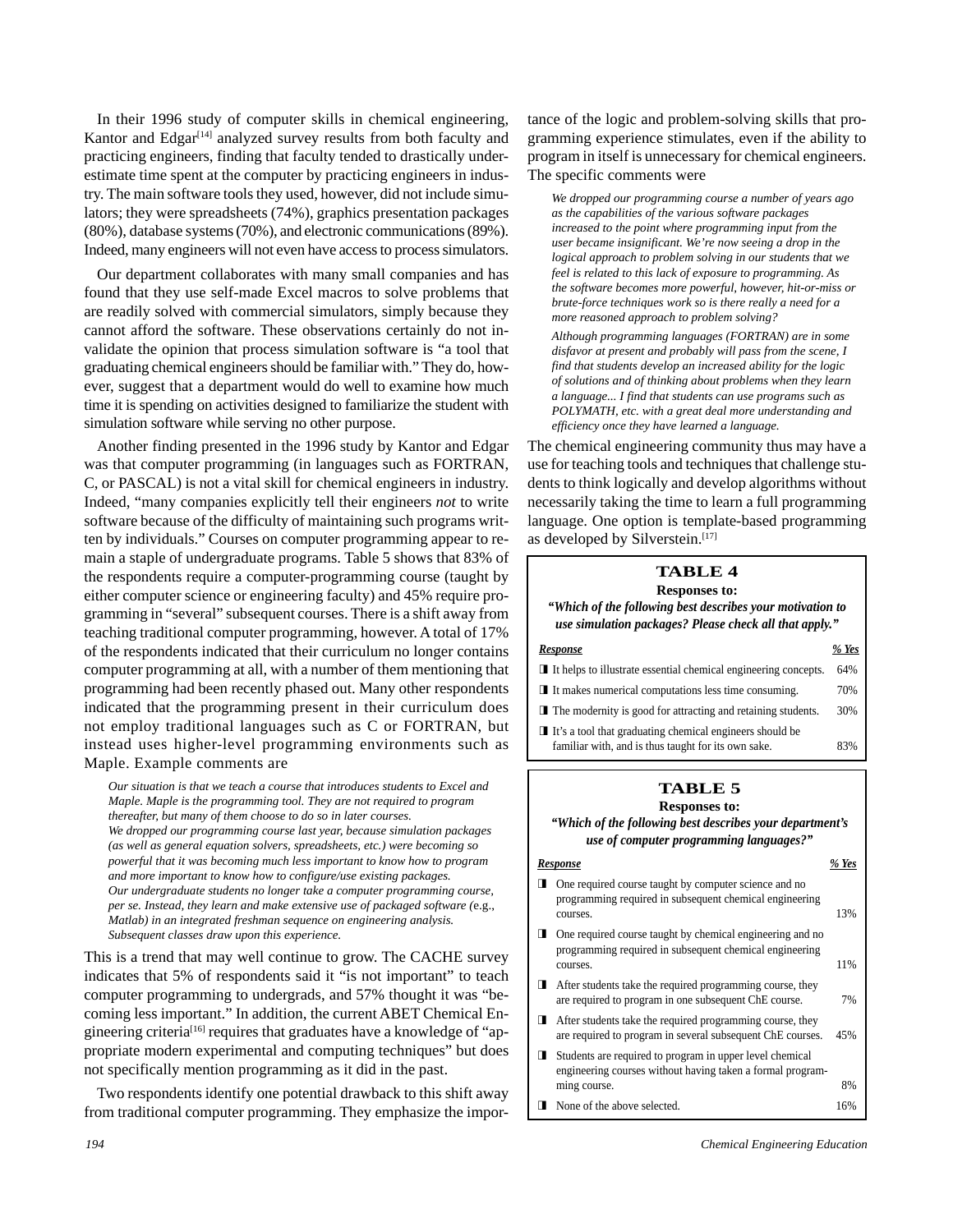In their 1996 study of computer skills in chemical engineering, Kantor and Edgar[14] analyzed survey results from both faculty and practicing engineers, finding that faculty tended to drastically underestimate time spent at the computer by practicing engineers in industry. The main software tools they used, however, did not include simulators; they were spreadsheets (74%), graphics presentation packages (80%), database systems (70%), and electronic communications (89%). Indeed, many engineers will not even have access to process simulators.

Our department collaborates with many small companies and has found that they use self-made Excel macros to solve problems that are readily solved with commercial simulators, simply because they cannot afford the software. These observations certainly do not invalidate the opinion that process simulation software is "a tool that graduating chemical engineers should be familiar with." They do, however, suggest that a department would do well to examine how much time it is spending on activities designed to familiarize the student with simulation software while serving no other purpose.

Another finding presented in the 1996 study by Kantor and Edgar was that computer programming (in languages such as FORTRAN, C, or PASCAL) is not a vital skill for chemical engineers in industry. Indeed, "many companies explicitly tell their engineers *not* to write software because of the difficulty of maintaining such programs written by individuals." Courses on computer programming appear to remain a staple of undergraduate programs. Table 5 shows that 83% of the respondents require a computer-programming course (taught by either computer science or engineering faculty) and 45% require programming in "several" subsequent courses. There is a shift away from teaching traditional computer programming, however. A total of 17% of the respondents indicated that their curriculum no longer contains computer programming at all, with a number of them mentioning that programming had been recently phased out. Many other respondents indicated that the programming present in their curriculum does not employ traditional languages such as C or FORTRAN, but instead uses higher-level programming environments such as Maple. Example comments are

> *Our situation is that we teach a course that introduces students to Excel and Maple. Maple is the programming tool. They are not required to program thereafter, but many of them choose to do so in later courses.*
>
> *We dropped our programming course last year, because simulation packages (as well as general equation solvers, spreadsheets, etc.) were becoming so powerful that it was becoming much less important to know how to program and more important to know how to configure/use existing packages.*
>
> *Our undergraduate students no longer take a computer programming course, per se. Instead, they learn and make extensive use of packaged software (*e.g., *Matlab) in an integrated freshman sequence on engineering analysis. Subsequent classes draw upon this experience.*

This is a trend that may well continue to grow. The CACHE survey indicates that 5% of respondents said it "is not important" to teach computer programming to undergrads, and 57% thought it was "becoming less important." In addition, the current ABET Chemical Engineering criteria[16] requires that graduates have a knowledge of "appropriate modern experimental and computing techniques" but does not specifically mention programming as it did in the past.

Two respondents identify one potential drawback to this shift away from traditional computer programming. They emphasize the importance of the logic and problem-solving skills that programming experience stimulates, even if the ability to program in itself is unnecessary for chemical engineers. The specific comments were

> *We dropped our programming course a number of years ago as the capabilities of the various software packages increased to the point where programming input from the user became insignificant. We're now seeing a drop in the logical approach to problem solving in our students that we feel is related to this lack of exposure to programming. As the software becomes more powerful, however, hit-or-miss or brute-force techniques work so is there really a need for a more reasoned approach to problem solving?*
>
> *Although programming languages (FORTRAN) are in some disfavor at present and probably will pass from the scene, I find that students develop an increased ability for the logic of solutions and of thinking about problems when they learn a language... I find that students can use programs such as POLYMATH, etc. with a great deal more understanding and efficiency once they have learned a language.*

The chemical engineering community thus may have a use for teaching tools and techniques that challenge students to think logically and develop algorithms without necessarily taking the time to learn a full programming language. One option is template-based programming as developed by Silverstein.[17]

**TABLE 4**
**Responses to:**
***"Which of the following best describes your motivation to use simulation packages? Please check all that apply."***

| Response | % Yes |
|---|---|
| It helps to illustrate essential chemical engineering concepts. | 64% |
| It makes numerical computations less time consuming. | 70% |
| The modernity is good for attracting and retaining students. | 30% |
| It's a tool that graduating chemical engineers should be familiar with, and is thus taught for its own sake. | 83% |

**TABLE 5**
**Responses to:**
***"Which of the following best describes your department's use of computer programming languages?"***

| Response | % Yes |
|---|---|
| One required course taught by computer science and no programming required in subsequent chemical engineering courses. | 13% |
| One required course taught by chemical engineering and no programming required in subsequent chemical engineering courses. | 11% |
| After students take the required programming course, they are required to program in one subsequent ChE course. | 7% |
| After students take the required programming course, they are required to program in several subsequent ChE courses. | 45% |
| Students are required to program in upper level chemical engineering courses without having taken a formal programming course. | 8% |
| None of the above selected. | 16% |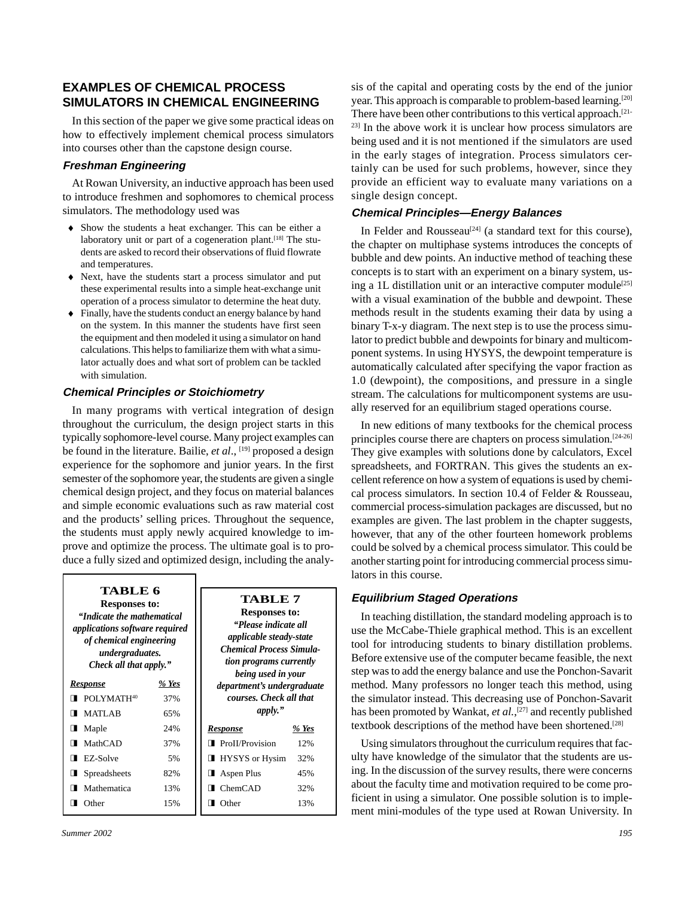## EXAMPLES OF CHEMICAL PROCESS SIMULATORS IN CHEMICAL ENGINEERING

In this section of the paper we give some practical ideas on how to effectively implement chemical process simulators into courses other than the capstone design course.

### *Freshman Engineering*

At Rowan University, an inductive approach has been used to introduce freshmen and sophomores to chemical process simulators. The methodology used was

- Show the students a heat exchanger. This can be either a laboratory unit or part of a cogeneration plant.[18] The students are asked to record their observations of fluid flowrate and temperatures.
- Next, have the students start a process simulator and put these experimental results into a simple heat-exchange unit operation of a process simulator to determine the heat duty.
- Finally, have the students conduct an energy balance by hand on the system. In this manner the students have first seen the equipment and then modeled it using a simulator on hand calculations. This helps to familiarize them with what a simulator actually does and what sort of problem can be tackled with simulation.

### *Chemical Principles or Stoichiometry*

In many programs with vertical integration of design throughout the curriculum, the design project starts in this typically sophomore-level course. Many project examples can be found in the literature. Bailie, *et al*., [19] proposed a design experience for the sophomore and junior years. In the first semester of the sophomore year, the students are given a single chemical design project, and they focus on material balances and simple economic evaluations such as raw material cost and the products' selling prices. Throughout the sequence, the students must apply newly acquired knowledge to improve and optimize the process. The ultimate goal is to produce a fully sized and optimized design, including the analysis of the capital and operating costs by the end of the junior year. This approach is comparable to problem-based learning.[20] There have been other contributions to this vertical approach.[21-23] In the above work it is unclear how process simulators are being used and it is not mentioned if the simulators are used in the early stages of integration. Process simulators certainly can be used for such problems, however, since they provide an efficient way to evaluate many variations on a single design concept.

**TABLE 6**
**Responses to:**
***"Indicate the mathematical applications software required of chemical engineering undergraduates. Check all that apply."***

| Response | % Yes |
|---|---|
| ❑ POLYMATH[40] | 37% |
| ❑ MATLAB | 65% |
| ❑ Maple | 24% |
| ❑ MathCAD | 37% |
| ❑ EZ-Solve | 5% |
| ❑ Spreadsheets | 82% |
| ❑ Mathematica | 13% |
| ❑ Other | 15% |

**TABLE 7**
**Responses to:**
***"Please indicate all applicable steady-state Chemical Process Simulation programs currently being used in your department's undergraduate courses. Check all that apply."***

| Response | % Yes |
|---|---|
| ❑ ProII/Provision | 12% |
| ❑ HYSYS or Hysim | 32% |
| ❑ Aspen Plus | 45% |
| ❑ ChemCAD | 32% |
| ❑ Other | 13% |

### *Chemical Principles—Energy Balances*

In Felder and Rousseau[24] (a standard text for this course), the chapter on multiphase systems introduces the concepts of bubble and dew points. An inductive method of teaching these concepts is to start with an experiment on a binary system, using a 1L distillation unit or an interactive computer module[25] with a visual examination of the bubble and dewpoint. These methods result in the students examing their data by using a binary T-x-y diagram. The next step is to use the process simulator to predict bubble and dewpoints for binary and multicomponent systems. In using HYSYS, the dewpoint temperature is automatically calculated after specifying the vapor fraction as 1.0 (dewpoint), the compositions, and pressure in a single stream. The calculations for multicomponent systems are usually reserved for an equilibrium staged operations course.

In new editions of many textbooks for the chemical process principles course there are chapters on process simulation.[24-26] They give examples with solutions done by calculators, Excel spreadsheets, and FORTRAN. This gives the students an excellent reference on how a system of equations is used by chemical process simulators. In section 10.4 of Felder & Rousseau, commercial process-simulation packages are discussed, but no examples are given. The last problem in the chapter suggests, however, that any of the other fourteen homework problems could be solved by a chemical process simulator. This could be another starting point for introducing commercial process simulators in this course.

### *Equilibrium Staged Operations*

In teaching distillation, the standard modeling approach is to use the McCabe-Thiele graphical method. This is an excellent tool for introducing students to binary distillation problems. Before extensive use of the computer became feasible, the next step was to add the energy balance and use the Ponchon-Savarit method. Many professors no longer teach this method, using the simulator instead. This decreasing use of Ponchon-Savarit has been promoted by Wankat, *et al*.,[27] and recently published textbook descriptions of the method have been shortened.[28]

Using simulators throughout the curriculum requires that faculty have knowledge of the simulator that the students are using. In the discussion of the survey results, there were concerns about the faculty time and motivation required to be come proficient in using a simulator. One possible solution is to implement mini-modules of the type used at Rowan University. In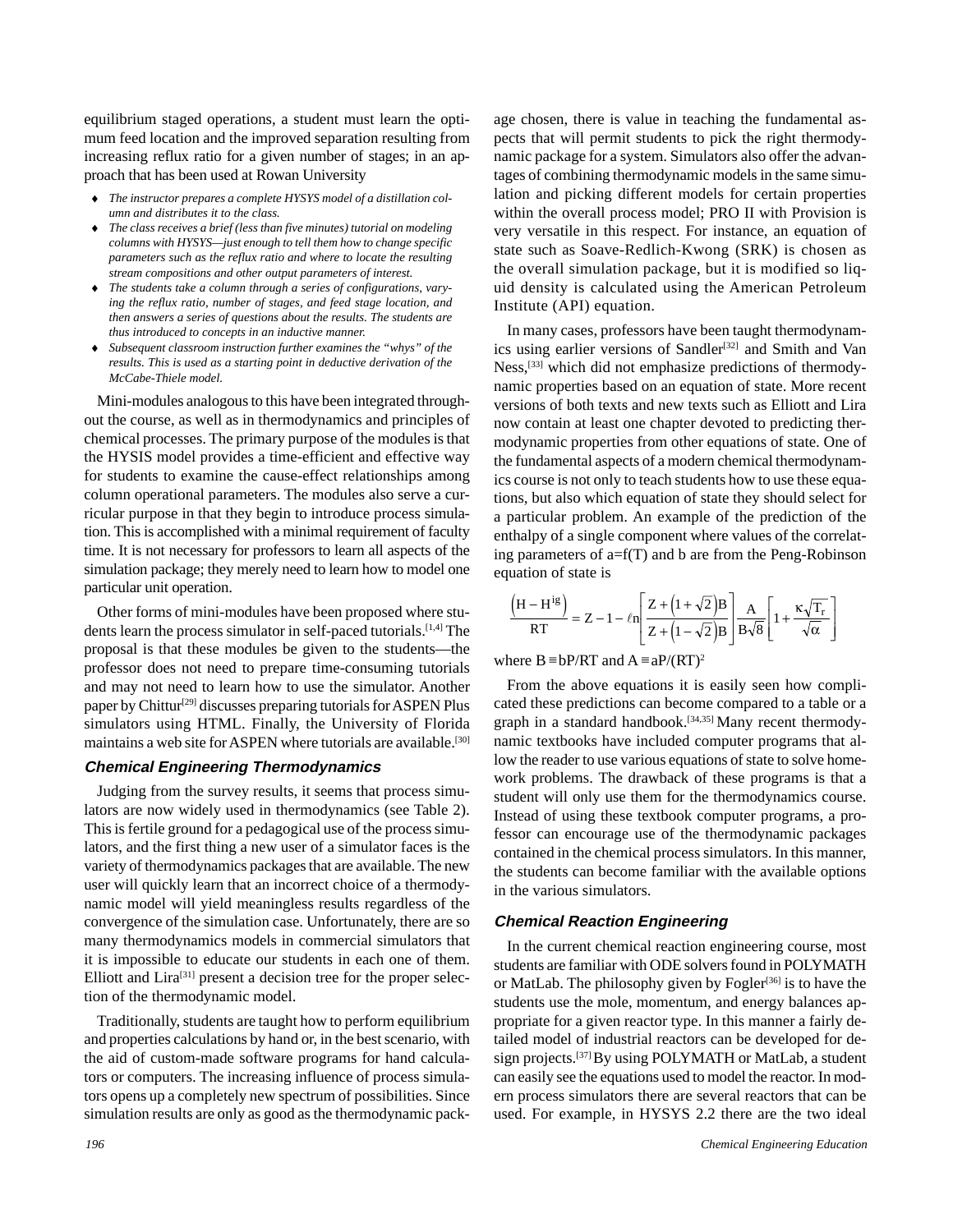equilibrium staged operations, a student must learn the optimum feed location and the improved separation resulting from increasing reflux ratio for a given number of stages; in an approach that has been used at Rowan University

- *The instructor prepares a complete HYSYS model of a distillation column and distributes it to the class.*
- *The class receives a brief (less than five minutes) tutorial on modeling columns with HYSYS—just enough to tell them how to change specific parameters such as the reflux ratio and where to locate the resulting stream compositions and other output parameters of interest.*
- *The students take a column through a series of configurations, varying the reflux ratio, number of stages, and feed stage location, and then answers a series of questions about the results. The students are thus introduced to concepts in an inductive manner.*
- *Subsequent classroom instruction further examines the "whys" of the results. This is used as a starting point in deductive derivation of the McCabe-Thiele model.*

Mini-modules analogous to this have been integrated throughout the course, as well as in thermodynamics and principles of chemical processes. The primary purpose of the modules is that the HYSIS model provides a time-efficient and effective way for students to examine the cause-effect relationships among column operational parameters. The modules also serve a curricular purpose in that they begin to introduce process simulation. This is accomplished with a minimal requirement of faculty time. It is not necessary for professors to learn all aspects of the simulation package; they merely need to learn how to model one particular unit operation.

Other forms of mini-modules have been proposed where students learn the process simulator in self-paced tutorials.[1,4] The proposal is that these modules be given to the students—the professor does not need to prepare time-consuming tutorials and may not need to learn how to use the simulator. Another paper by Chittur[29] discusses preparing tutorials for ASPEN Plus simulators using HTML. Finally, the University of Florida maintains a web site for ASPEN where tutorials are available.[30]

## Chemical Engineering Thermodynamics

Judging from the survey results, it seems that process simulators are now widely used in thermodynamics (see Table 2). This is fertile ground for a pedagogical use of the process simulators, and the first thing a new user of a simulator faces is the variety of thermodynamics packages that are available. The new user will quickly learn that an incorrect choice of a thermodynamic model will yield meaningless results regardless of the convergence of the simulation case. Unfortunately, there are so many thermodynamics models in commercial simulators that it is impossible to educate our students in each one of them. Elliott and Lira[31] present a decision tree for the proper selection of the thermodynamic model.

Traditionally, students are taught how to perform equilibrium and properties calculations by hand or, in the best scenario, with the aid of custom-made software programs for hand calculators or computers. The increasing influence of process simulators opens up a completely new spectrum of possibilities. Since simulation results are only as good as the thermodynamic package chosen, there is value in teaching the fundamental aspects that will permit students to pick the right thermodynamic package for a system. Simulators also offer the advantages of combining thermodynamic models in the same simulation and picking different models for certain properties within the overall process model; PRO II with Provision is very versatile in this respect. For instance, an equation of state such as Soave-Redlich-Kwong (SRK) is chosen as the overall simulation package, but it is modified so liquid density is calculated using the American Petroleum Institute (API) equation.

In many cases, professors have been taught thermodynamics using earlier versions of Sandler[32] and Smith and Van Ness,[33] which did not emphasize predictions of thermodynamic properties based on an equation of state. More recent versions of both texts and new texts such as Elliott and Lira now contain at least one chapter devoted to predicting thermodynamic properties from other equations of state. One of the fundamental aspects of a modern chemical thermodynamics course is not only to teach students how to use these equations, but also which equation of state they should select for a particular problem. An example of the prediction of the enthalpy of a single component where values of the correlating parameters of a=f(T) and b are from the Peng-Robinson equation of state is

$$\frac{\left(H - H^{ig}\right)}{RT} = Z - 1 - \ell n\left[\frac{Z + \left(1+\sqrt{2}\right)B}{Z + \left(1-\sqrt{2}\right)B}\right]\frac{A}{B\sqrt{8}}\left[1 + \frac{\kappa\sqrt{T_r}}{\sqrt{\alpha}}\right]$$

where $B \equiv bP/RT$ and $A \equiv aP/(RT)^2$

From the above equations it is easily seen how complicated these predictions can become compared to a table or a graph in a standard handbook.[34,35] Many recent thermodynamic textbooks have included computer programs that allow the reader to use various equations of state to solve homework problems. The drawback of these programs is that a student will only use them for the thermodynamics course. Instead of using these textbook computer programs, a professor can encourage use of the thermodynamic packages contained in the chemical process simulators. In this manner, the students can become familiar with the available options in the various simulators.

## Chemical Reaction Engineering

In the current chemical reaction engineering course, most students are familiar with ODE solvers found in POLYMATH or MatLab. The philosophy given by Fogler[36] is to have the students use the mole, momentum, and energy balances appropriate for a given reactor type. In this manner a fairly detailed model of industrial reactors can be developed for design projects.[37] By using POLYMATH or MatLab, a student can easily see the equations used to model the reactor. In modern process simulators there are several reactors that can be used. For example, in HYSYS 2.2 there are the two ideal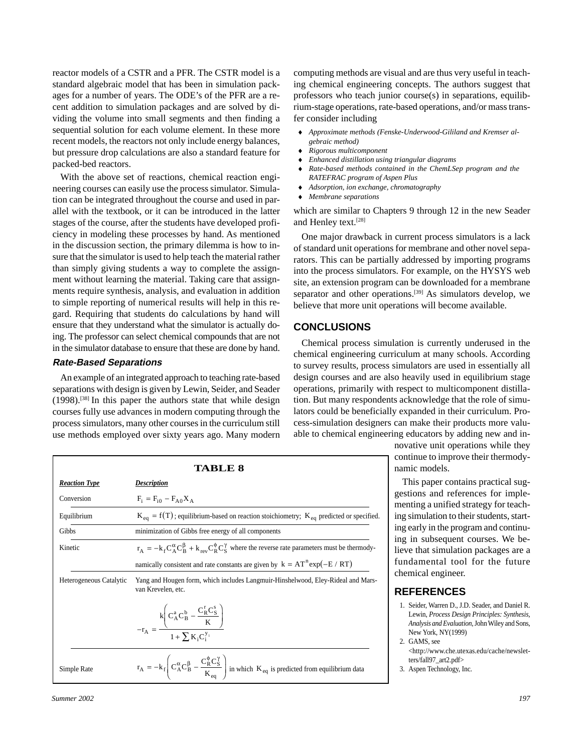reactor models of a CSTR and a PFR. The CSTR model is a standard algebraic model that has been in simulation packages for a number of years. The ODE's of the PFR are a recent addition to simulation packages and are solved by dividing the volume into small segments and then finding a sequential solution for each volume element. In these more recent models, the reactors not only include energy balances, but pressure drop calculations are also a standard feature for packed-bed reactors.

With the above set of reactions, chemical reaction engineering courses can easily use the process simulator. Simulation can be integrated throughout the course and used in parallel with the textbook, or it can be introduced in the latter stages of the course, after the students have developed proficiency in modeling these processes by hand. As mentioned in the discussion section, the primary dilemma is how to insure that the simulator is used to help teach the material rather than simply giving students a way to complete the assignment without learning the material. Taking care that assignments require synthesis, analysis, and evaluation in addition to simple reporting of numerical results will help in this regard. Requiring that students do calculations by hand will ensure that they understand what the simulator is actually doing. The professor can select chemical compounds that are not in the simulator database to ensure that these are done by hand.

### *Rate-Based Separations*

An example of an integrated approach to teaching rate-based separations with design is given by Lewin, Seider, and Seader (1998).[38] In this paper the authors state that while design courses fully use advances in modern computing through the process simulators, many other courses in the curriculum still use methods employed over sixty years ago. Many modern computing methods are visual and are thus very useful in teaching chemical engineering concepts. The authors suggest that professors who teach junior course(s) in separations, equilibrium-stage operations, rate-based operations, and/or mass transfer consider including

- *Approximate methods (Fenske-Underwood-Gililand and Kremser algebraic method)*
- *Rigorous multicomponent*
- *Enhanced distillation using triangular diagrams*
- *Rate-based methods contained in the ChemLSep program and the RATEFRAC program of Aspen Plus*
- *Adsorption, ion exchange, chromatography*
- *Membrane separations*

which are similar to Chapters 9 through 12 in the new Seader and Henley text.[28]

One major drawback in current process simulators is a lack of standard unit operations for membrane and other novel separators. This can be partially addressed by importing programs into the process simulators. For example, on the HYSYS web site, an extension program can be downloaded for a membrane separator and other operations.[39] As simulators develop, we believe that more unit operations will become available.

## CONCLUSIONS

Chemical process simulation is currently underused in the chemical engineering curriculum at many schools. According to survey results, process simulators are used in essentially all design courses and are also heavily used in equilibrium stage operations, primarily with respect to multicomponent distillation. But many respondents acknowledge that the role of simulators could be beneficially expanded in their curriculum. Process-simulation designers can make their products more valuable to chemical engineering educators by adding new and innovative unit operations while they continue to improve their thermodynamic models.

This paper contains practical suggestions and references for implementing a unified strategy for teaching simulation to their students, starting early in the program and continuing in subsequent courses. We believe that simulation packages are a fundamental tool for the future chemical engineer.

**TABLE 8**

| *Reaction Type* | *Description* |
|---|---|
| Conversion | $F_i = F_{i0} - F_{A0} X_A$ |
| Equilibrium | $K_{eq} = f(T)$; equilibrium-based on reaction stoichiometry; $K_{eq}$ predicted or specified. |
| Gibbs | minimization of Gibbs free energy of all components |
| Kinetic | $r_A = -k_f C_A^{\alpha} C_B^{\beta} + k_{rev} C_R^{\phi} C_S^{\gamma}$ where the reverse rate parameters must be thermodynamically consistent and rate constants are given by $k = AT^n \exp(-E/RT)$ |
| Heterogeneous Catalytic | Yang and Hougen form, which includes Langmuir-Hinshelwood, Eley-Rideal and Mars-van Krevelen, etc. $$-r_A = \frac{k\left(C_A^a C_B^b - \frac{C_R^r C_S^s}{K}\right)}{1 + \sum K_i C_i^{y_i}}$$ |
| Simple Rate | $r_A = -k_f \left( C_A^{\alpha} C_B^{\beta} - \frac{C_R^{\phi} C_S^{\gamma}}{K_{eq}} \right)$ in which $K_{eq}$ is predicted from equilibrium data |

## REFERENCES

1. Seider, Warren D., J.D. Seader, and Daniel R. Lewin, *Process Design Principles: Synthesis, Analysis and Evaluation*, John Wiley and Sons, New York, NY(1999)
2. GAMS, see <http://www.che.utexas.edu/cache/newsletters/fall97_art2.pdf>
3. Aspen Technology, Inc.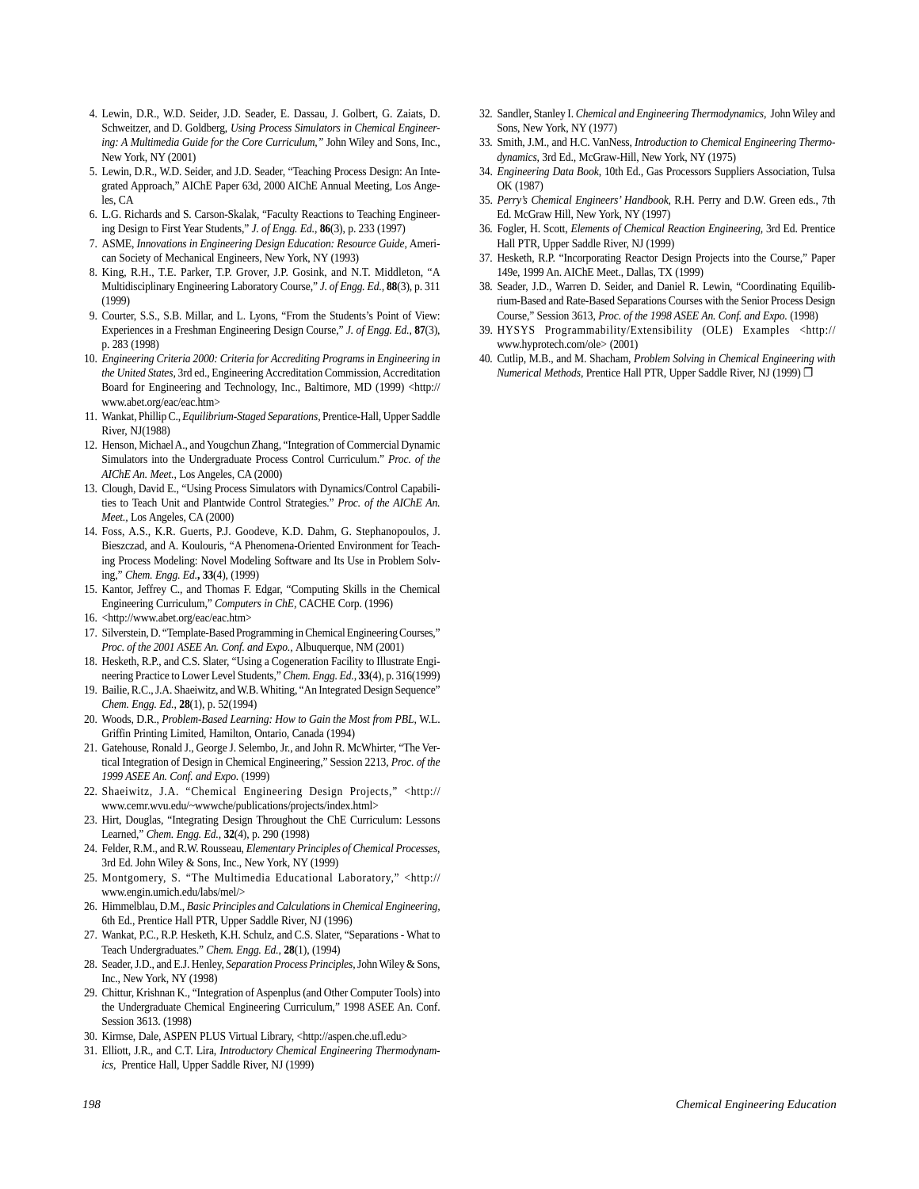4. Lewin, D.R., W.D. Seider, J.D. Seader, E. Dassau, J. Golbert, G. Zaiats, D. Schweitzer, and D. Goldberg, *Using Process Simulators in Chemical Engineering: A Multimedia Guide for the Core Curriculum,"* John Wiley and Sons, Inc., New York, NY (2001)
5. Lewin, D.R., W.D. Seider, and J.D. Seader, "Teaching Process Design: An Integrated Approach," AIChE Paper 63d, 2000 AIChE Annual Meeting, Los Angeles, CA
6. L.G. Richards and S. Carson-Skalak, "Faculty Reactions to Teaching Engineering Design to First Year Students," *J. of Engg. Ed.*, **86**(3), p. 233 (1997)
7. ASME, *Innovations in Engineering Design Education: Resource Guide*, American Society of Mechanical Engineers, New York, NY (1993)
8. King, R.H., T.E. Parker, T.P. Grover, J.P. Gosink, and N.T. Middleton, "A Multidisciplinary Engineering Laboratory Course," *J. of Engg. Ed.*, **88**(3), p. 311 (1999)
9. Courter, S.S., S.B. Millar, and L. Lyons, "From the Students's Point of View: Experiences in a Freshman Engineering Design Course," *J. of Engg. Ed.*, **87**(3), p. 283 (1998)
10. *Engineering Criteria 2000: Criteria for Accrediting Programs in Engineering in the United States*, 3rd ed., Engineering Accreditation Commission, Accreditation Board for Engineering and Technology, Inc., Baltimore, MD (1999) <http://www.abet.org/eac/eac.htm>
11. Wankat, Phillip C., *Equilibrium-Staged Separations*, Prentice-Hall, Upper Saddle River, NJ(1988)
12. Henson, Michael A., and Yougchun Zhang, "Integration of Commercial Dynamic Simulators into the Undergraduate Process Control Curriculum." *Proc. of the AIChE An. Meet.*, Los Angeles, CA (2000)
13. Clough, David E., "Using Process Simulators with Dynamics/Control Capabilities to Teach Unit and Plantwide Control Strategies." *Proc. of the AIChE An. Meet.*, Los Angeles, CA (2000)
14. Foss, A.S., K.R. Guerts, P.J. Goodeve, K.D. Dahm, G. Stephanopoulos, J. Bieszczad, and A. Koulouris, "A Phenomena-Oriented Environment for Teaching Process Modeling: Novel Modeling Software and Its Use in Problem Solving," *Chem. Engg. Ed.*, **33**(4), (1999)
15. Kantor, Jeffrey C., and Thomas F. Edgar, "Computing Skills in the Chemical Engineering Curriculum," *Computers in ChE*, CACHE Corp. (1996)
16. <http://www.abet.org/eac/eac.htm>
17. Silverstein, D. "Template-Based Programming in Chemical Engineering Courses," *Proc. of the 2001 ASEE An. Conf. and Expo.*, Albuquerque, NM (2001)
18. Hesketh, R.P., and C.S. Slater, "Using a Cogeneration Facility to Illustrate Engineering Practice to Lower Level Students," *Chem. Engg. Ed.*, **33**(4), p. 316(1999)
19. Bailie, R.C., J.A. Shaeiwitz, and W.B. Whiting, "An Integrated Design Sequence" *Chem. Engg. Ed.*, **28**(1), p. 52(1994)
20. Woods, D.R., *Problem-Based Learning: How to Gain the Most from PBL*, W.L. Griffin Printing Limited, Hamilton, Ontario, Canada (1994)
21. Gatehouse, Ronald J., George J. Selembo, Jr., and John R. McWhirter, "The Vertical Integration of Design in Chemical Engineering," Session 2213, *Proc. of the 1999 ASEE An. Conf. and Expo.* (1999)
22. Shaeiwitz, J.A. "Chemical Engineering Design Projects," <http://www.cemr.wvu.edu/~wwwche/publications/projects/index.html>
23. Hirt, Douglas, "Integrating Design Throughout the ChE Curriculum: Lessons Learned," *Chem. Engg. Ed.*, **32**(4), p. 290 (1998)
24. Felder, R.M., and R.W. Rousseau, *Elementary Principles of Chemical Processes*, 3rd Ed. John Wiley & Sons, Inc., New York, NY (1999)
25. Montgomery, S. "The Multimedia Educational Laboratory," <http://www.engin.umich.edu/labs/mel/>
26. Himmelblau, D.M., *Basic Principles and Calculations in Chemical Engineering*, 6th Ed., Prentice Hall PTR, Upper Saddle River, NJ (1996)
27. Wankat, P.C., R.P. Hesketh, K.H. Schulz, and C.S. Slater, "Separations - What to Teach Undergraduates." *Chem. Engg. Ed.*, **28**(1), (1994)
28. Seader, J.D., and E.J. Henley, *Separation Process Principles*, John Wiley & Sons, Inc., New York, NY (1998)
29. Chittur, Krishnan K., "Integration of Aspenplus (and Other Computer Tools) into the Undergraduate Chemical Engineering Curriculum," 1998 ASEE An. Conf. Session 3613. (1998)
30. Kirmse, Dale, ASPEN PLUS Virtual Library, <http://aspen.che.ufl.edu>
31. Elliott, J.R., and C.T. Lira, *Introductory Chemical Engineering Thermodynamics*, Prentice Hall, Upper Saddle River, NJ (1999)
32. Sandler, Stanley I. *Chemical and Engineering Thermodynamics*, John Wiley and Sons, New York, NY (1977)
33. Smith, J.M., and H.C. VanNess, *Introduction to Chemical Engineering Thermodynamics*, 3rd Ed., McGraw-Hill, New York, NY (1975)
34. *Engineering Data Book*, 10th Ed., Gas Processors Suppliers Association, Tulsa OK (1987)
35. *Perry's Chemical Engineers' Handbook*, R.H. Perry and D.W. Green eds., 7th Ed. McGraw Hill, New York, NY (1997)
36. Fogler, H. Scott, *Elements of Chemical Reaction Engineering*, 3rd Ed. Prentice Hall PTR, Upper Saddle River, NJ (1999)
37. Hesketh, R.P. "Incorporating Reactor Design Projects into the Course," Paper 149e, 1999 An. AIChE Meet., Dallas, TX (1999)
38. Seader, J.D., Warren D. Seider, and Daniel R. Lewin, "Coordinating Equilibrium-Based and Rate-Based Separations Courses with the Senior Process Design Course," Session 3613, *Proc. of the 1998 ASEE An. Conf. and Expo.* (1998)
39. HYSYS Programmability/Extensibility (OLE) Examples <http://www.hyprotech.com/ole> (2001)
40. Cutlip, M.B., and M. Shacham, *Problem Solving in Chemical Engineering with Numerical Methods*, Prentice Hall PTR, Upper Saddle River, NJ (1999) ❐